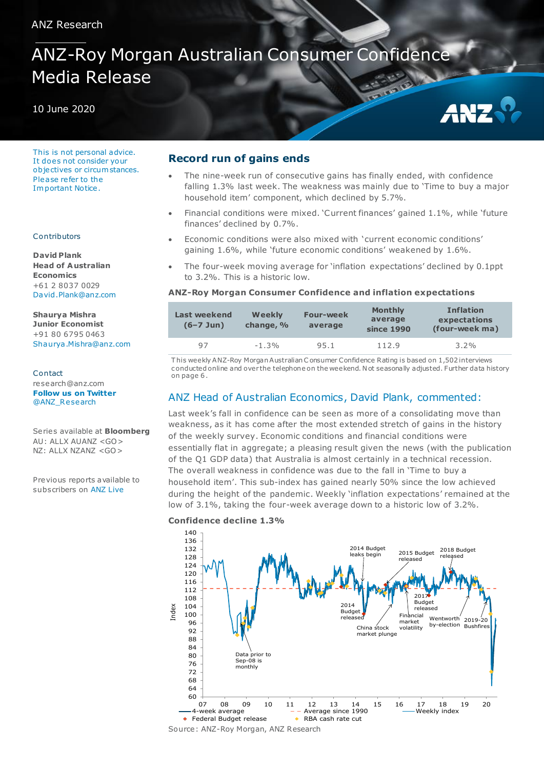ANZ Research

# ANZ-Roy Morgan Australian Consumer Confidence Media Release

10 June 2020

This is not personal advice. It does not consider your objectives or circumstances. Please refer to the Important Notice.

Contributors

**David Plank**
**Head of Australian Economics**
+61 2 8037 0029
David.Plank@anz.com

**Shaurya Mishra**
**Junior Economist**
+91 80 6795 0463
Shaurya.Mishra@anz.com

Contact
research@anz.com
**Follow us on Twitter**
@ANZ_Research

Series available at **Bloomberg**
AU: ALLX AUANZ <GO>
NZ: ALLX NZANZ <GO>

Previous reports available to subscribers on ANZ Live

## Record run of gains ends

- The nine-week run of consecutive gains has finally ended, with confidence falling 1.3% last week. The weakness was mainly due to 'Time to buy a major household item' component, which declined by 5.7%.
- Financial conditions were mixed. 'Current finances' gained 1.1%, while 'future finances' declined by 0.7%.
- Economic conditions were also mixed with 'current economic conditions' gaining 1.6%, while 'future economic conditions' weakened by 1.6%.
- The four-week moving average for 'inflation expectations' declined by 0.1ppt to 3.2%. This is a historic low.

**ANZ-Roy Morgan Consumer Confidence and inflation expectations**

| Last weekend (6–7 Jun) | Weekly change, % | Four-week average | Monthly average since 1990 | Inflation expectations (four-week ma) |
|---|---|---|---|---|
| 97 | -1.3% | 95.1 | 112.9 | 3.2% |

This weekly ANZ-Roy Morgan Australian Consumer Confidence Rating is based on 1,502 interviews conducted online and over the telephone on the weekend. Not seasonally adjusted. Further data history on page 6.

## ANZ Head of Australian Economics, David Plank, commented:

Last week's fall in confidence can be seen as more of a consolidating move than weakness, as it has come after the most extended stretch of gains in the history of the weekly survey. Economic conditions and financial conditions were essentially flat in aggregate; a pleasing result given the news (with the publication of the Q1 GDP data) that Australia is almost certainly in a technical recession. The overall weakness in confidence was due to the fall in 'Time to buy a household item'. This sub-index has gained nearly 50% since the low achieved during the height of the pandemic. Weekly 'inflation expectations' remained at the low of 3.1%, taking the four-week average down to a historic low of 3.2%.

**Confidence decline 1.3%**

Source: ANZ-Roy Morgan, ANZ Research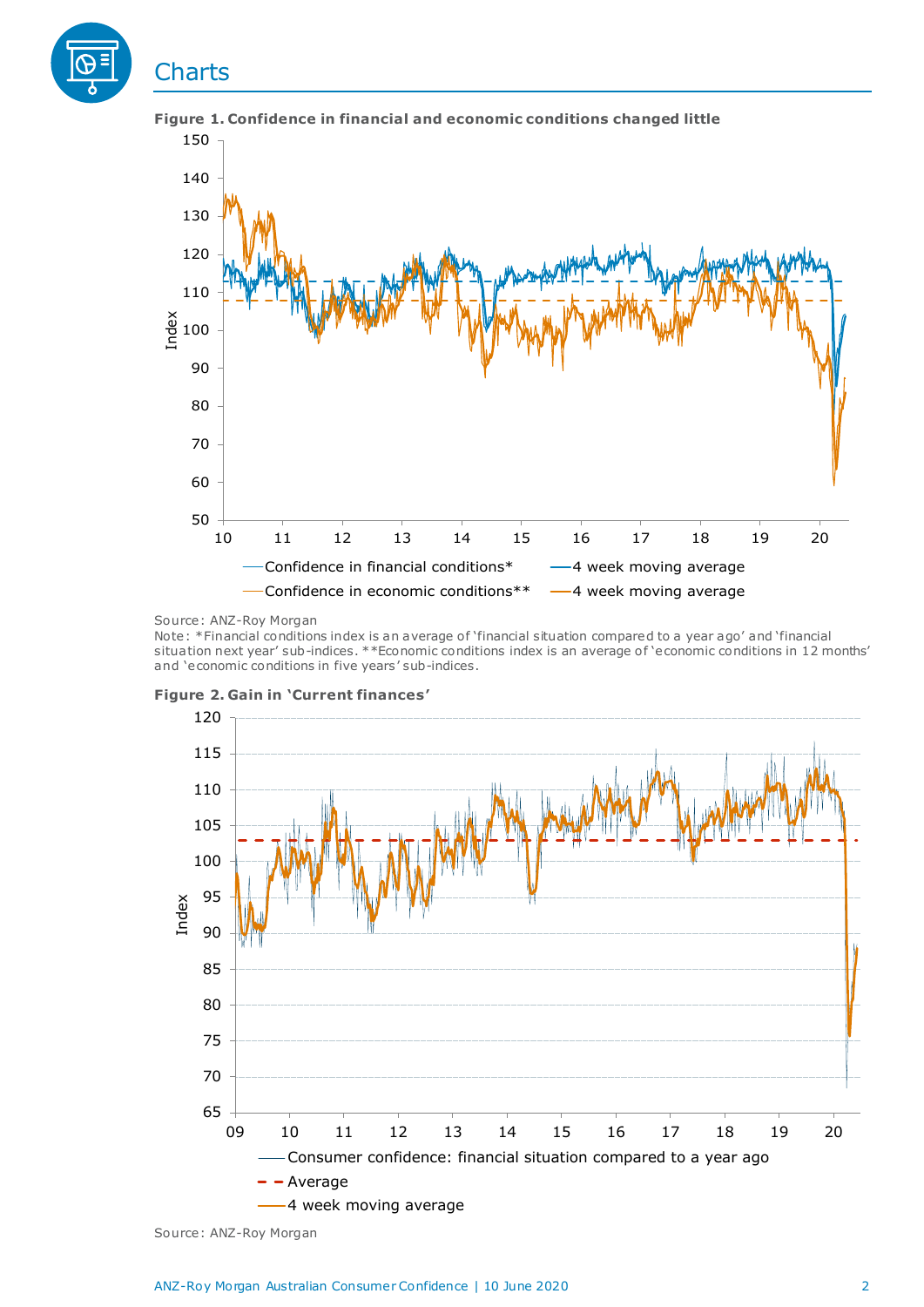# Charts

**Figure 1. Confidence in financial and economic conditions changed little**

Source: ANZ-Roy Morgan

Note: *Financial conditions index is an average of 'financial situation compared to a year ago' and 'financial situation next year' sub-indices. **Economic conditions index is an average of 'economic conditions in 12 months' and 'economic conditions in five years' sub-indices.

**Figure 2. Gain in 'Current finances'**

Source: ANZ-Roy Morgan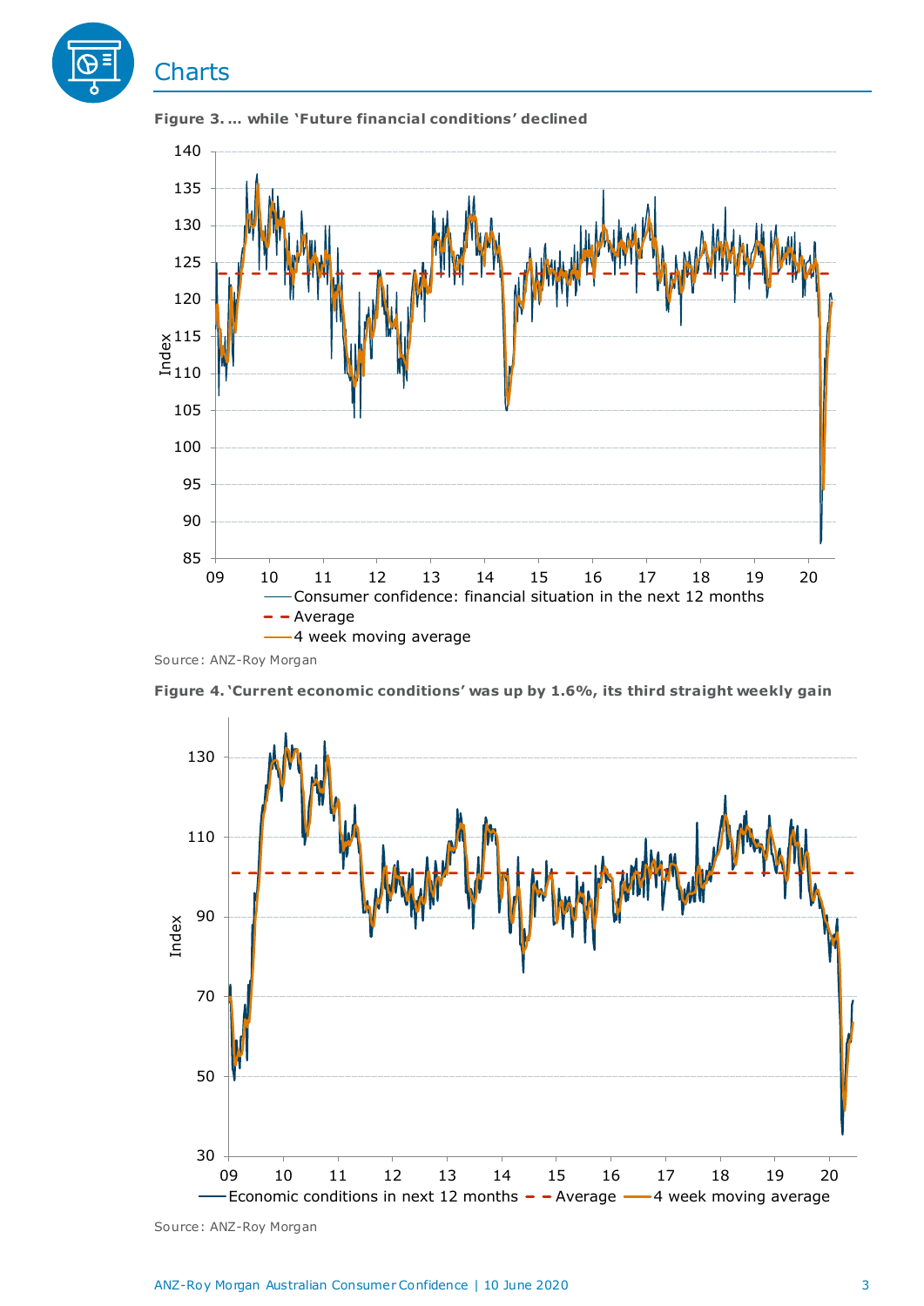# Charts

**Figure 3. … while 'Future financial conditions' declined**

Source: ANZ-Roy Morgan

**Figure 4. 'Current economic conditions' was up by 1.6%, its third straight weekly gain**

Source: ANZ-Roy Morgan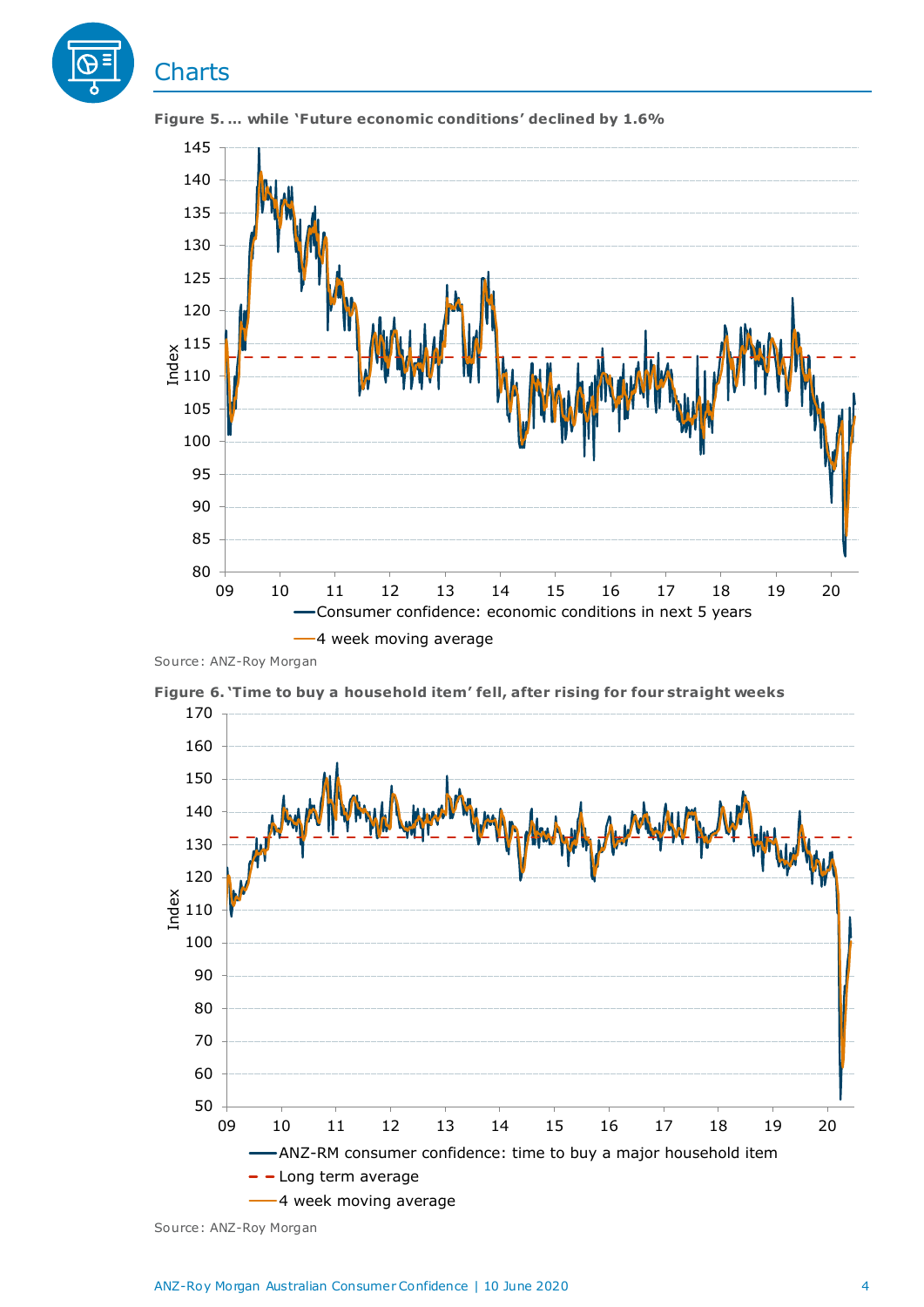## Charts

**Figure 5. … while 'Future economic conditions' declined by 1.6%**

Consumer confidence: economic conditions in next 5 years

4 week moving average

Source: ANZ-Roy Morgan

**Figure 6. 'Time to buy a household item' fell, after rising for four straight weeks**

ANZ-RM consumer confidence: time to buy a major household item

Long term average

4 week moving average

Source: ANZ-Roy Morgan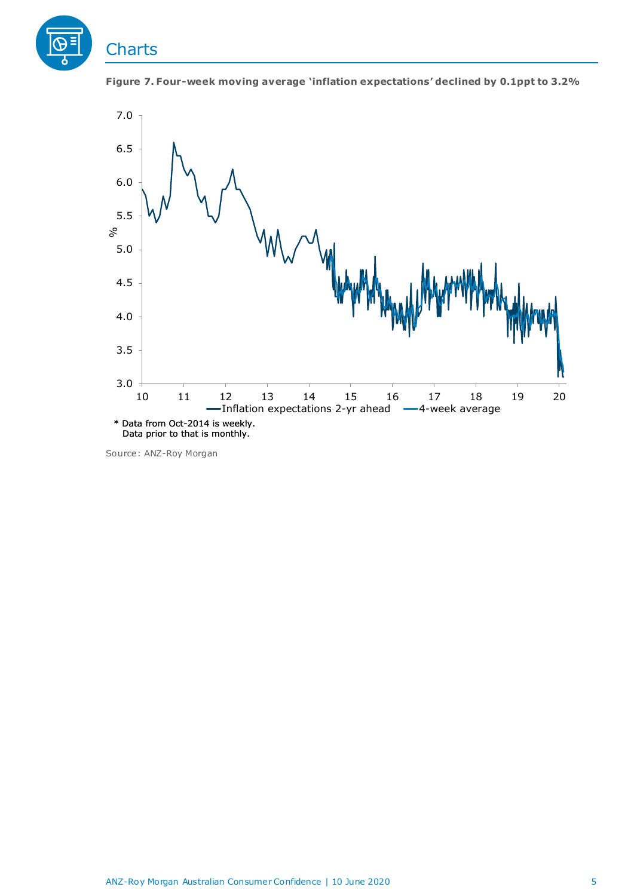# Charts

**Figure 7. Four-week moving average 'inflation expectations' declined by 0.1ppt to 3.2%**

* Data from Oct-2014 is weekly.
  Data prior to that is monthly.

Source: ANZ-Roy Morgan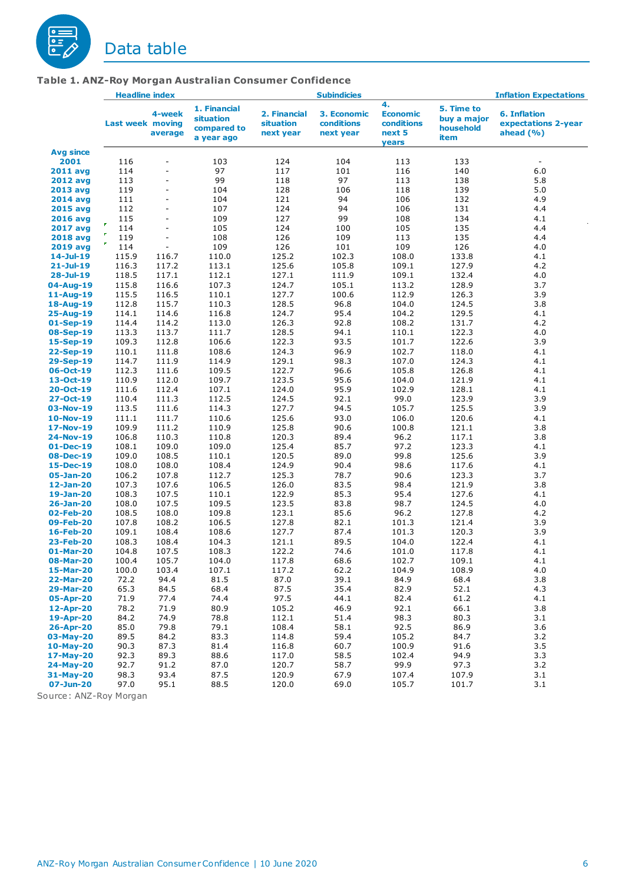## Data table

### Table 1. ANZ-Roy Morgan Australian Consumer Confidence

| | Headline index | | Subindicies | | | | | Inflation Expectations |
|---|---|---|---|---|---|---|---|---|
| | Last week | 4-week moving average | 1. Financial situation compared to a year ago | 2. Financial situation next year | 3. Economic conditions next year | 4. Economic conditions next 5 years | 5. Time to buy a major household item | 6. Inflation expectations 2-year ahead (%) |
| Avg since 2001 | 116 | - | 103 | 124 | 104 | 113 | 133 | - |
| 2011 avg | 114 | - | 97 | 117 | 101 | 116 | 140 | 6.0 |
| 2012 avg | 113 | - | 99 | 118 | 97 | 113 | 138 | 5.8 |
| 2013 avg | 119 | - | 104 | 128 | 106 | 118 | 139 | 5.0 |
| 2014 avg | 111 | - | 104 | 121 | 94 | 106 | 132 | 4.9 |
| 2015 avg | 112 | - | 107 | 124 | 94 | 106 | 131 | 4.4 |
| 2016 avg | 115 | - | 109 | 127 | 99 | 108 | 134 | 4.1 |
| 2017 avg | 114 | - | 105 | 124 | 100 | 105 | 135 | 4.4 |
| 2018 avg | 119 | - | 108 | 126 | 109 | 113 | 135 | 4.4 |
| 2019 avg | 114 | - | 109 | 126 | 101 | 109 | 126 | 4.0 |
| 14-Jul-19 | 115.9 | 116.7 | 110.0 | 125.2 | 102.3 | 108.0 | 133.8 | 4.1 |
| 21-Jul-19 | 116.3 | 117.2 | 113.1 | 125.6 | 105.8 | 109.1 | 127.9 | 4.2 |
| 28-Jul-19 | 118.5 | 117.1 | 112.1 | 127.1 | 111.9 | 109.1 | 132.4 | 4.0 |
| 04-Aug-19 | 115.8 | 116.6 | 107.3 | 124.7 | 105.1 | 113.2 | 128.9 | 3.7 |
| 11-Aug-19 | 115.5 | 116.5 | 110.1 | 127.7 | 100.6 | 112.9 | 126.3 | 3.9 |
| 18-Aug-19 | 112.8 | 115.7 | 110.3 | 128.5 | 96.8 | 104.0 | 124.5 | 3.8 |
| 25-Aug-19 | 114.1 | 114.6 | 116.8 | 124.7 | 95.4 | 104.2 | 129.5 | 4.1 |
| 01-Sep-19 | 114.4 | 114.2 | 113.0 | 126.3 | 92.8 | 108.2 | 131.7 | 4.2 |
| 08-Sep-19 | 113.3 | 113.7 | 111.7 | 128.5 | 94.1 | 110.1 | 122.3 | 4.0 |
| 15-Sep-19 | 109.3 | 112.8 | 106.6 | 122.3 | 93.5 | 101.7 | 122.6 | 3.9 |
| 22-Sep-19 | 110.1 | 111.8 | 108.6 | 124.3 | 96.9 | 102.7 | 118.0 | 4.1 |
| 29-Sep-19 | 114.7 | 111.9 | 114.9 | 129.1 | 98.3 | 107.0 | 124.3 | 4.1 |
| 06-Oct-19 | 112.3 | 111.6 | 109.5 | 122.7 | 96.6 | 105.8 | 126.8 | 4.1 |
| 13-Oct-19 | 110.9 | 112.0 | 109.7 | 123.5 | 95.6 | 104.0 | 121.9 | 4.1 |
| 20-Oct-19 | 111.6 | 112.4 | 107.1 | 124.0 | 95.9 | 102.9 | 128.1 | 4.1 |
| 27-Oct-19 | 110.4 | 111.3 | 112.5 | 124.5 | 92.1 | 99.0 | 123.9 | 3.9 |
| 03-Nov-19 | 113.5 | 111.6 | 114.3 | 127.7 | 94.5 | 105.7 | 125.5 | 3.9 |
| 10-Nov-19 | 111.1 | 111.7 | 110.6 | 125.6 | 93.0 | 106.0 | 120.6 | 4.1 |
| 17-Nov-19 | 109.9 | 111.2 | 110.9 | 125.8 | 90.6 | 100.8 | 121.1 | 3.8 |
| 24-Nov-19 | 106.8 | 110.3 | 110.8 | 120.3 | 89.4 | 96.2 | 117.1 | 3.8 |
| 01-Dec-19 | 108.1 | 109.0 | 109.0 | 125.4 | 85.7 | 97.2 | 123.3 | 4.1 |
| 08-Dec-19 | 109.0 | 108.5 | 110.1 | 120.5 | 89.0 | 99.8 | 125.6 | 3.9 |
| 15-Dec-19 | 108.0 | 108.0 | 108.4 | 124.9 | 90.4 | 98.6 | 117.6 | 4.1 |
| 05-Jan-20 | 106.2 | 107.8 | 112.7 | 125.3 | 78.7 | 90.6 | 123.3 | 3.7 |
| 12-Jan-20 | 107.3 | 107.6 | 106.5 | 126.0 | 83.5 | 98.4 | 121.9 | 3.8 |
| 19-Jan-20 | 108.3 | 107.5 | 110.1 | 122.9 | 85.3 | 95.4 | 127.6 | 4.1 |
| 26-Jan-20 | 108.0 | 107.5 | 109.5 | 123.5 | 83.8 | 98.7 | 124.5 | 4.0 |
| 02-Feb-20 | 108.5 | 108.0 | 109.8 | 123.1 | 85.6 | 96.2 | 127.8 | 4.2 |
| 09-Feb-20 | 107.8 | 108.2 | 106.5 | 127.8 | 82.1 | 101.3 | 121.4 | 3.9 |
| 16-Feb-20 | 109.1 | 108.4 | 108.6 | 127.7 | 87.4 | 101.3 | 120.3 | 3.9 |
| 23-Feb-20 | 108.3 | 108.4 | 104.3 | 121.1 | 89.5 | 104.0 | 122.4 | 4.1 |
| 01-Mar-20 | 104.8 | 107.5 | 108.3 | 122.2 | 74.6 | 101.0 | 117.8 | 4.1 |
| 08-Mar-20 | 100.4 | 105.7 | 104.0 | 117.8 | 68.6 | 102.7 | 109.1 | 4.1 |
| 15-Mar-20 | 100.0 | 103.4 | 107.1 | 117.2 | 62.2 | 104.9 | 108.9 | 4.0 |
| 22-Mar-20 | 72.2 | 94.4 | 81.5 | 87.0 | 39.1 | 84.9 | 68.4 | 3.8 |
| 29-Mar-20 | 65.3 | 84.5 | 68.4 | 87.5 | 35.4 | 82.9 | 52.1 | 4.3 |
| 05-Apr-20 | 71.9 | 77.4 | 74.4 | 97.5 | 44.1 | 82.4 | 61.2 | 4.1 |
| 12-Apr-20 | 78.2 | 71.9 | 80.9 | 105.2 | 46.9 | 92.1 | 66.1 | 3.8 |
| 19-Apr-20 | 84.2 | 74.9 | 78.8 | 112.1 | 51.4 | 98.3 | 80.3 | 3.1 |
| 26-Apr-20 | 85.0 | 79.8 | 79.1 | 108.4 | 58.1 | 92.5 | 86.9 | 3.6 |
| 03-May-20 | 89.5 | 84.2 | 83.3 | 114.8 | 59.4 | 105.2 | 84.7 | 3.2 |
| 10-May-20 | 90.3 | 87.3 | 81.4 | 116.8 | 60.7 | 100.9 | 91.6 | 3.5 |
| 17-May-20 | 92.3 | 89.3 | 88.6 | 117.0 | 58.5 | 102.4 | 94.9 | 3.3 |
| 24-May-20 | 92.7 | 91.2 | 87.0 | 120.7 | 58.7 | 99.9 | 97.3 | 3.2 |
| 31-May-20 | 98.3 | 93.4 | 87.5 | 120.9 | 67.9 | 107.4 | 107.9 | 3.1 |
| 07-Jun-20 | 97.0 | 95.1 | 88.5 | 120.0 | 69.0 | 105.7 | 101.7 | 3.1 |

Source: ANZ-Roy Morgan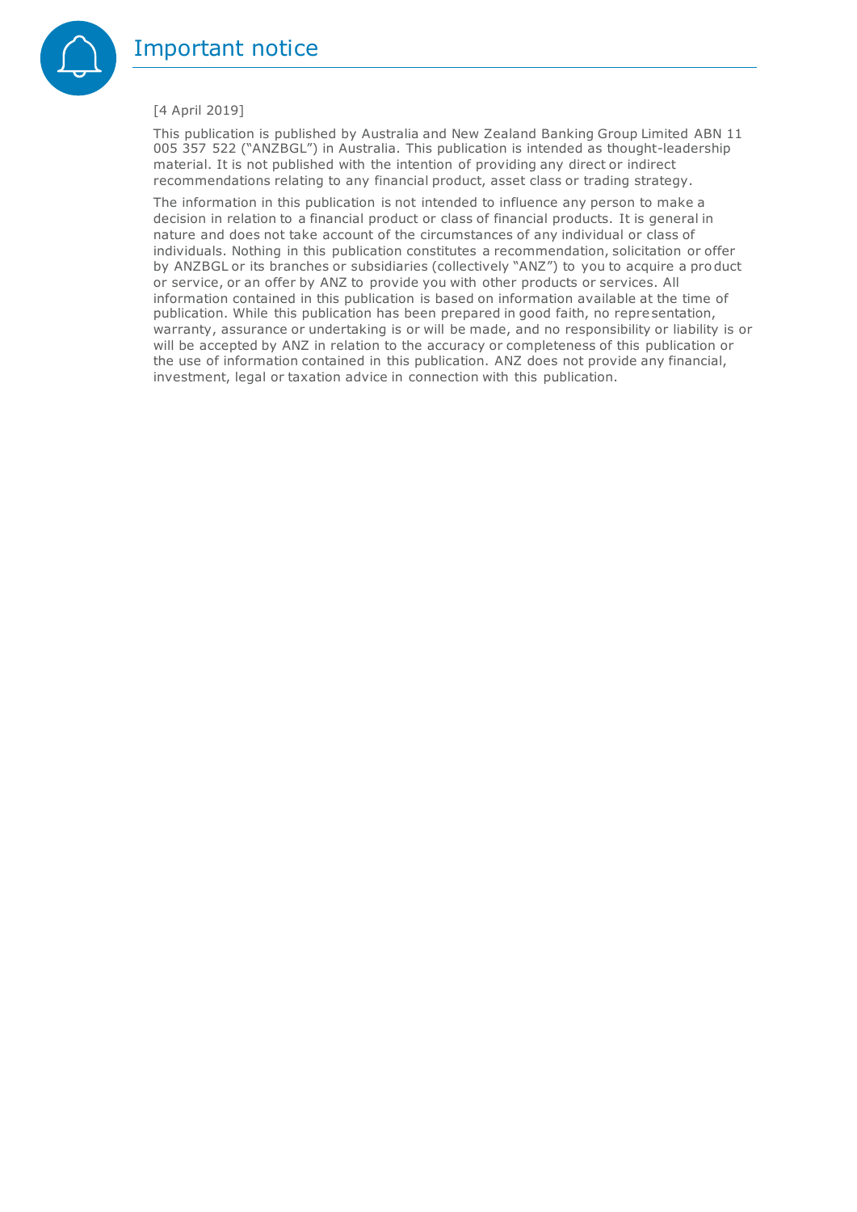# Important notice

[4 April 2019]

This publication is published by Australia and New Zealand Banking Group Limited ABN 11 005 357 522 ("ANZBGL") in Australia. This publication is intended as thought-leadership material. It is not published with the intention of providing any direct or indirect recommendations relating to any financial product, asset class or trading strategy.

The information in this publication is not intended to influence any person to make a decision in relation to a financial product or class of financial products. It is general in nature and does not take account of the circumstances of any individual or class of individuals. Nothing in this publication constitutes a recommendation, solicitation or offer by ANZBGL or its branches or subsidiaries (collectively "ANZ") to you to acquire a product or service, or an offer by ANZ to provide you with other products or services. All information contained in this publication is based on information available at the time of publication. While this publication has been prepared in good faith, no representation, warranty, assurance or undertaking is or will be made, and no responsibility or liability is or will be accepted by ANZ in relation to the accuracy or completeness of this publication or the use of information contained in this publication. ANZ does not provide any financial, investment, legal or taxation advice in connection with this publication.